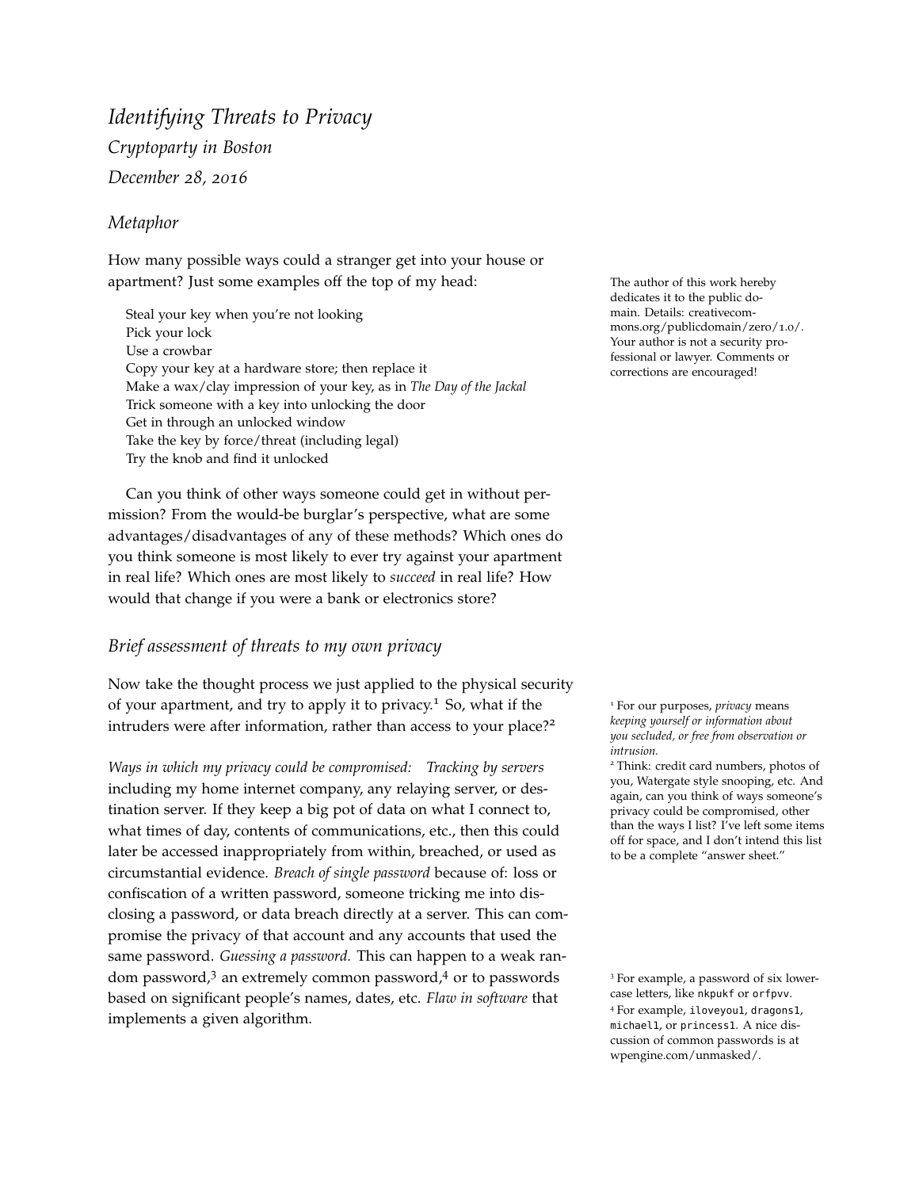# *Identifying Threats to Privacy*

*Cryptoparty in Boston*

*December 28, 2016*

## *Metaphor*

How many possible ways could a stranger get into your house or apartment? Just some examples off the top of my head:

The author of this work hereby dedicates it to the public domain. Details: creativecommons.org/publicdomain/zero/1.0/. Your author is not a security professional or lawyer. Comments or corrections are encouraged!

- Steal your key when you're not looking
- Pick your lock
- Use a crowbar
- Copy your key at a hardware store; then replace it
- Make a wax/clay impression of your key, as in *The Day of the Jackal*
- Trick someone with a key into unlocking the door
- Get in through an unlocked window
- Take the key by force/threat (including legal)
- Try the knob and find it unlocked

Can you think of other ways someone could get in without permission? From the would-be burglar's perspective, what are some advantages/disadvantages of any of these methods? Which ones do you think someone is most likely to ever try against your apartment in real life? Which ones are most likely to *succeed* in real life? How would that change if you were a bank or electronics store?

## *Brief assessment of threats to my own privacy*

Now take the thought process we just applied to the physical security of your apartment, and try to apply it to privacy.[1] So, what if the intruders were after information, rather than access to your place?[2]

*Ways in which my privacy could be compromised:* *Tracking by servers* including my home internet company, any relaying server, or destination server. If they keep a big pot of data on what I connect to, what times of day, contents of communications, etc., then this could later be accessed inappropriately from within, breached, or used as circumstantial evidence. *Breach of single password* because of: loss or confiscation of a written password, someone tricking me into disclosing a password, or data breach directly at a server. This can compromise the privacy of that account and any accounts that used the same password. *Guessing a password.* This can happen to a weak random password,[3] an extremely common password,[4] or to passwords based on significant people's names, dates, etc. *Flaw in software* that implements a given algorithm.

[1] For our purposes, *privacy* means *keeping yourself or information about you secluded, or free from observation or intrusion.*

[2] Think: credit card numbers, photos of you, Watergate style snooping, etc. And again, can you think of ways someone's privacy could be compromised, other than the ways I list? I've left some items off for space, and I don't intend this list to be a complete "answer sheet."

[3] For example, a password of six lowercase letters, like `nkpukf` or `orfpvv`.

[4] For example, `iloveyou1`, `dragons1`, `michael1`, or `princess1`. A nice discussion of common passwords is at wpengine.com/unmasked/.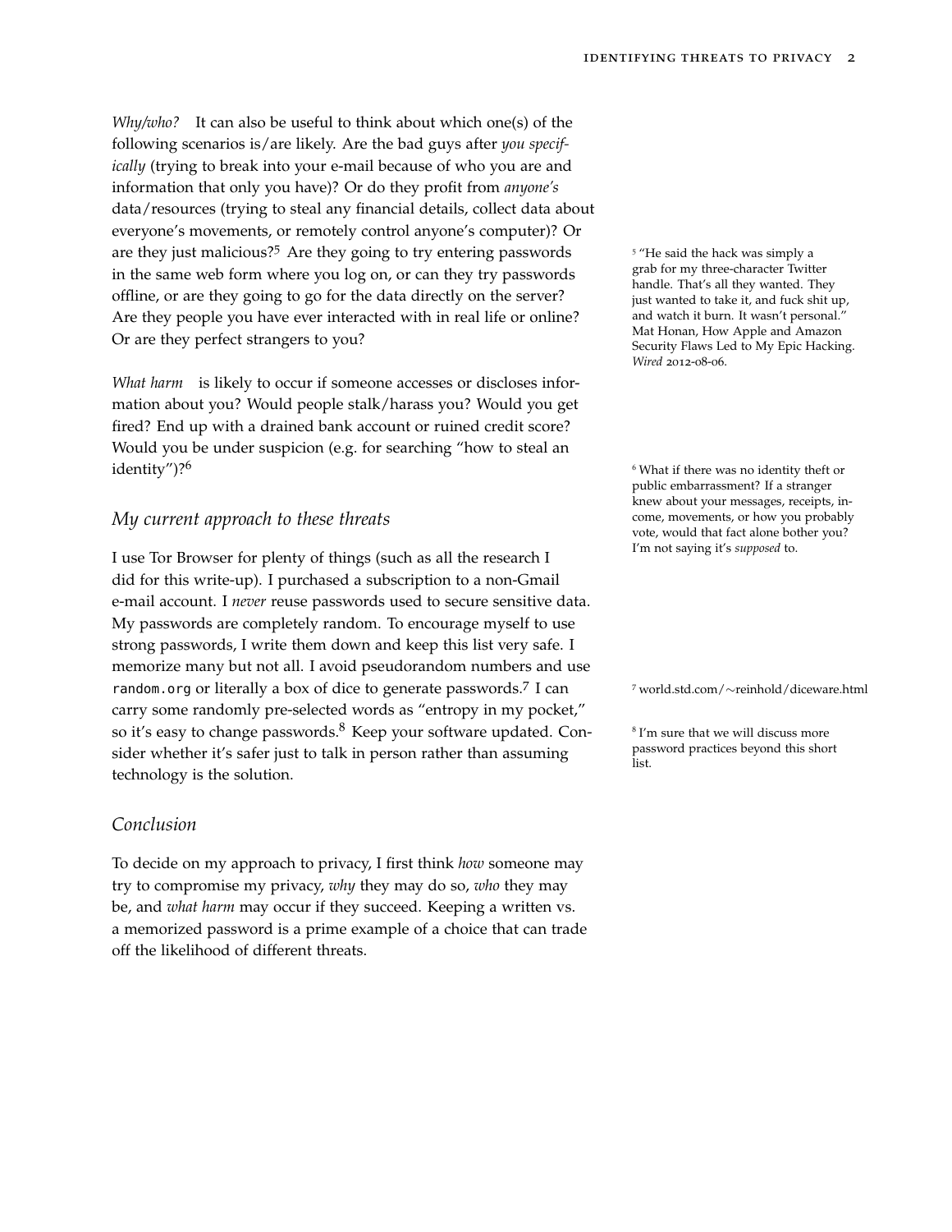*Why/who?* It can also be useful to think about which one(s) of the following scenarios is/are likely. Are the bad guys after *you specifically* (trying to break into your e-mail because of who you are and information that only you have)? Or do they profit from *anyone's* data/resources (trying to steal any financial details, collect data about everyone's movements, or remotely control anyone's computer)? Or are they just malicious?[5] Are they going to try entering passwords in the same web form where you log on, or can they try passwords offline, or are they going to go for the data directly on the server? Are they people you have ever interacted with in real life or online? Or are they perfect strangers to you?

[5] "He said the hack was simply a grab for my three-character Twitter handle. That's all they wanted. They just wanted to take it, and fuck shit up, and watch it burn. It wasn't personal." Mat Honan, How Apple and Amazon Security Flaws Led to My Epic Hacking. *Wired* 2012-08-06.

*What harm* is likely to occur if someone accesses or discloses information about you? Would people stalk/harass you? Would you get fired? End up with a drained bank account or ruined credit score? Would you be under suspicion (e.g. for searching "how to steal an identity")?[6]

[6] What if there was no identity theft or public embarrassment? If a stranger knew about your messages, receipts, income, movements, or how you probably vote, would that fact alone bother you? I'm not saying it's *supposed* to.

## *My current approach to these threats*

I use Tor Browser for plenty of things (such as all the research I did for this write-up). I purchased a subscription to a non-Gmail e-mail account. I *never* reuse passwords used to secure sensitive data. My passwords are completely random. To encourage myself to use strong passwords, I write them down and keep this list very safe. I memorize many but not all. I avoid pseudorandom numbers and use `random.org` or literally a box of dice to generate passwords.[7] I can carry some randomly pre-selected words as "entropy in my pocket," so it's easy to change passwords.[8] Keep your software updated. Consider whether it's safer just to talk in person rather than assuming technology is the solution.

[7] world.std.com/∼reinhold/diceware.html

[8] I'm sure that we will discuss more password practices beyond this short list.

## *Conclusion*

To decide on my approach to privacy, I first think *how* someone may try to compromise my privacy, *why* they may do so, *who* they may be, and *what harm* may occur if they succeed. Keeping a written vs. a memorized password is a prime example of a choice that can trade off the likelihood of different threats.